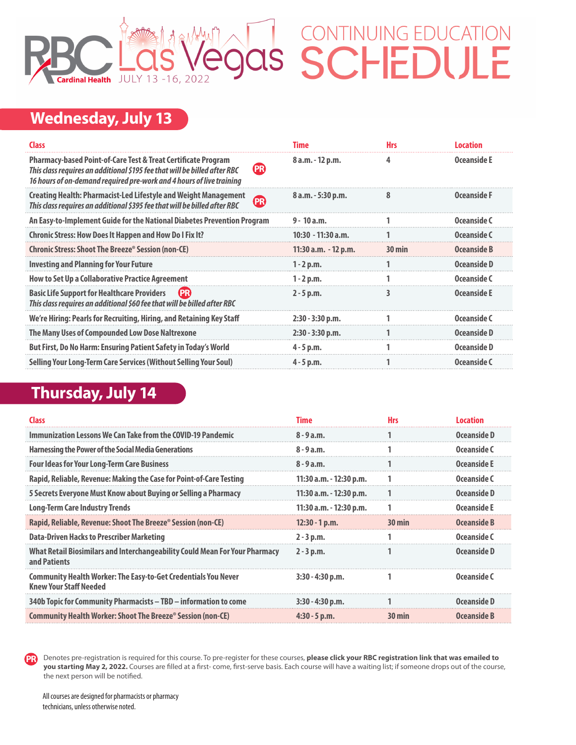# RBC Cardinal Health Las Vegas JULY 13 -16, 2022

# CONTINUING EDUCATION SCHEDULE

## Wednesday, July 13

| Class | Time | Hrs | Location |
|---|---|---|---|
| Pharmacy-based Point-of-Care Test & Treat Certificate Program (PR) *This class requires an additional $195 fee that will be billed after RBC* *16 hours of on-demand required pre-work and 4 hours of live training* | 8 a.m. - 12 p.m. | 4 | Oceanside E |
| Creating Health: Pharmacist-Led Lifestyle and Weight Management (PR) *This class requires an additional $395 fee that will be billed after RBC* | 8 a.m. - 5:30 p.m. | 8 | Oceanside F |
| An Easy-to-Implement Guide for the National Diabetes Prevention Program | 9 - 10 a.m. | 1 | Oceanside C |
| Chronic Stress: How Does It Happen and How Do I Fix It? | 10:30 - 11:30 a.m. | 1 | Oceanside C |
| Chronic Stress: Shoot The Breeze® Session (non-CE) | 11:30 a.m. - 12 p.m. | 30 min | Oceanside B |
| Investing and Planning for Your Future | 1 - 2 p.m. | 1 | Oceanside D |
| How to Set Up a Collaborative Practice Agreement | 1 - 2 p.m. | 1 | Oceanside C |
| Basic Life Support for Healthcare Providers (PR) *This class requires an additional $60 fee that will be billed after RBC* | 2 - 5 p.m. | 3 | Oceanside E |
| We're Hiring: Pearls for Recruiting, Hiring, and Retaining Key Staff | 2:30 - 3:30 p.m. | 1 | Oceanside C |
| The Many Uses of Compounded Low Dose Naltrexone | 2:30 - 3:30 p.m. | 1 | Oceanside D |
| But First, Do No Harm: Ensuring Patient Safety in Today's World | 4 - 5 p.m. | 1 | Oceanside D |
| Selling Your Long-Term Care Services (Without Selling Your Soul) | 4 - 5 p.m. | 1 | Oceanside C |

## Thursday, July 14

| Class | Time | Hrs | Location |
|---|---|---|---|
| Immunization Lessons We Can Take from the COVID-19 Pandemic | 8 - 9 a.m. | 1 | Oceanside D |
| Harnessing the Power of the Social Media Generations | 8 - 9 a.m. | 1 | Oceanside C |
| Four Ideas for Your Long-Term Care Business | 8 - 9 a.m. | 1 | Oceanside E |
| Rapid, Reliable, Revenue: Making the Case for Point-of-Care Testing | 11:30 a.m. - 12:30 p.m. | 1 | Oceanside C |
| 5 Secrets Everyone Must Know about Buying or Selling a Pharmacy | 11:30 a.m. - 12:30 p.m. | 1 | Oceanside D |
| Long-Term Care Industry Trends | 11:30 a.m. - 12:30 p.m. | 1 | Oceanside E |
| Rapid, Reliable, Revenue: Shoot The Breeze® Session (non-CE) | 12:30 - 1 p.m. | 30 min | Oceanside B |
| Data-Driven Hacks to Prescriber Marketing | 2 - 3 p.m. | 1 | Oceanside C |
| What Retail Biosimilars and Interchangeability Could Mean For Your Pharmacy and Patients | 2 - 3 p.m. | 1 | Oceanside D |
| Community Health Worker: The Easy-to-Get Credentials You Never Knew Your Staff Needed | 3:30 - 4:30 p.m. | 1 | Oceanside C |
| 340b Topic for Community Pharmacists – TBD – information to come | 3:30 - 4:30 p.m. | 1 | Oceanside D |
| Community Health Worker: Shoot The Breeze® Session (non-CE) | 4:30 - 5 p.m. | 30 min | Oceanside B |

(PR) Denotes pre-registration is required for this course. To pre-register for these courses, **please click your RBC registration link that was emailed to you starting May 2, 2022.** Courses are filled at a first- come, first-serve basis. Each course will have a waiting list; if someone drops out of the course, the next person will be notified.

All courses are designed for pharmacists or pharmacy technicians, unless otherwise noted.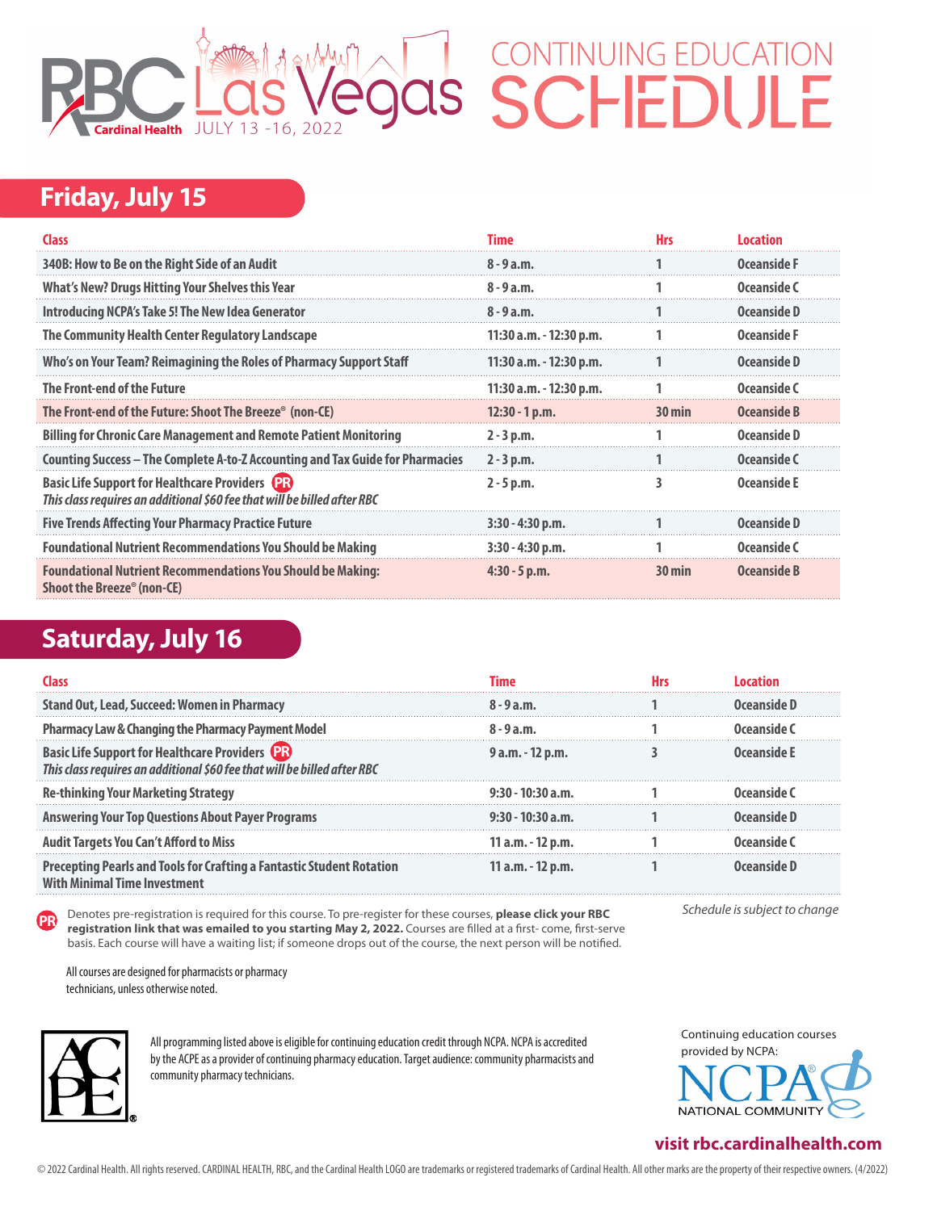# RBC Las Vegas — JULY 13 -16, 2022

# CONTINUING EDUCATION SCHEDULE

## Friday, July 15

| Class | Time | Hrs | Location |
|---|---|---|---|
| 340B: How to Be on the Right Side of an Audit | 8 - 9 a.m. | 1 | Oceanside F |
| What's New? Drugs Hitting Your Shelves this Year | 8 - 9 a.m. | 1 | Oceanside C |
| Introducing NCPA's Take 5! The New Idea Generator | 8 - 9 a.m. | 1 | Oceanside D |
| The Community Health Center Regulatory Landscape | 11:30 a.m. - 12:30 p.m. | 1 | Oceanside F |
| Who's on Your Team? Reimagining the Roles of Pharmacy Support Staff | 11:30 a.m. - 12:30 p.m. | 1 | Oceanside D |
| The Front-end of the Future | 11:30 a.m. - 12:30 p.m. | 1 | Oceanside C |
| The Front-end of the Future: Shoot The Breeze® (non-CE) | 12:30 - 1 p.m. | 30 min | Oceanside B |
| Billing for Chronic Care Management and Remote Patient Monitoring | 2 - 3 p.m. | 1 | Oceanside D |
| Counting Success – The Complete A-to-Z Accounting and Tax Guide for Pharmacies | 2 - 3 p.m. | 1 | Oceanside C |
| Basic Life Support for Healthcare Providers (PR) *This class requires an additional $60 fee that will be billed after RBC* | 2 - 5 p.m. | 3 | Oceanside E |
| Five Trends Affecting Your Pharmacy Practice Future | 3:30 - 4:30 p.m. | 1 | Oceanside D |
| Foundational Nutrient Recommendations You Should be Making | 3:30 - 4:30 p.m. | 1 | Oceanside C |
| Foundational Nutrient Recommendations You Should be Making: Shoot the Breeze® (non-CE) | 4:30 - 5 p.m. | 30 min | Oceanside B |

## Saturday, July 16

| Class | Time | Hrs | Location |
|---|---|---|---|
| Stand Out, Lead, Succeed: Women in Pharmacy | 8 - 9 a.m. | 1 | Oceanside D |
| Pharmacy Law & Changing the Pharmacy Payment Model | 8 - 9 a.m. | 1 | Oceanside C |
| Basic Life Support for Healthcare Providers (PR) *This class requires an additional $60 fee that will be billed after RBC* | 9 a.m. - 12 p.m. | 3 | Oceanside E |
| Re-thinking Your Marketing Strategy | 9:30 - 10:30 a.m. | 1 | Oceanside C |
| Answering Your Top Questions About Payer Programs | 9:30 - 10:30 a.m. | 1 | Oceanside D |
| Audit Targets You Can't Afford to Miss | 11 a.m. - 12 p.m. | 1 | Oceanside C |
| Precepting Pearls and Tools for Crafting a Fantastic Student Rotation With Minimal Time Investment | 11 a.m. - 12 p.m. | 1 | Oceanside D |

(PR) Denotes pre-registration is required for this course. To pre-register for these courses, **please click your RBC registration link that was emailed to you starting May 2, 2022.** Courses are filled at a first- come, first-serve basis. Each course will have a waiting list; if someone drops out of the course, the next person will be notified.

*Schedule is subject to change*

All courses are designed for pharmacists or pharmacy technicians, unless otherwise noted.

All programming listed above is eligible for continuing education credit through NCPA. NCPA is accredited by the ACPE as a provider of continuing pharmacy education. Target audience: community pharmacists and community pharmacy technicians.

Continuing education courses provided by NCPA:

NCPA® NATIONAL COMMUNITY

**visit rbc.cardinalhealth.com**

© 2022 Cardinal Health. All rights reserved. CARDINAL HEALTH, RBC, and the Cardinal Health LOGO are trademarks or registered trademarks of Cardinal Health. All other marks are the property of their respective owners. (4/2022)